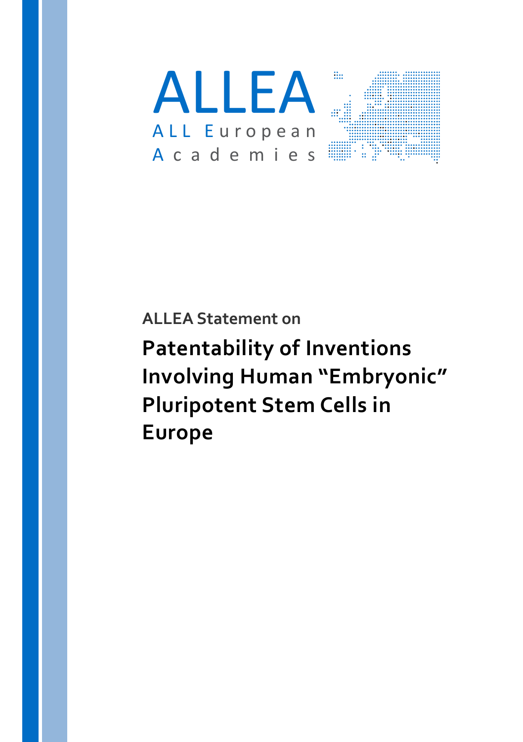ALLEA

ALL European Academies

ALLEA Statement on

# Patentability of Inventions Involving Human "Embryonic" Pluripotent Stem Cells in Europe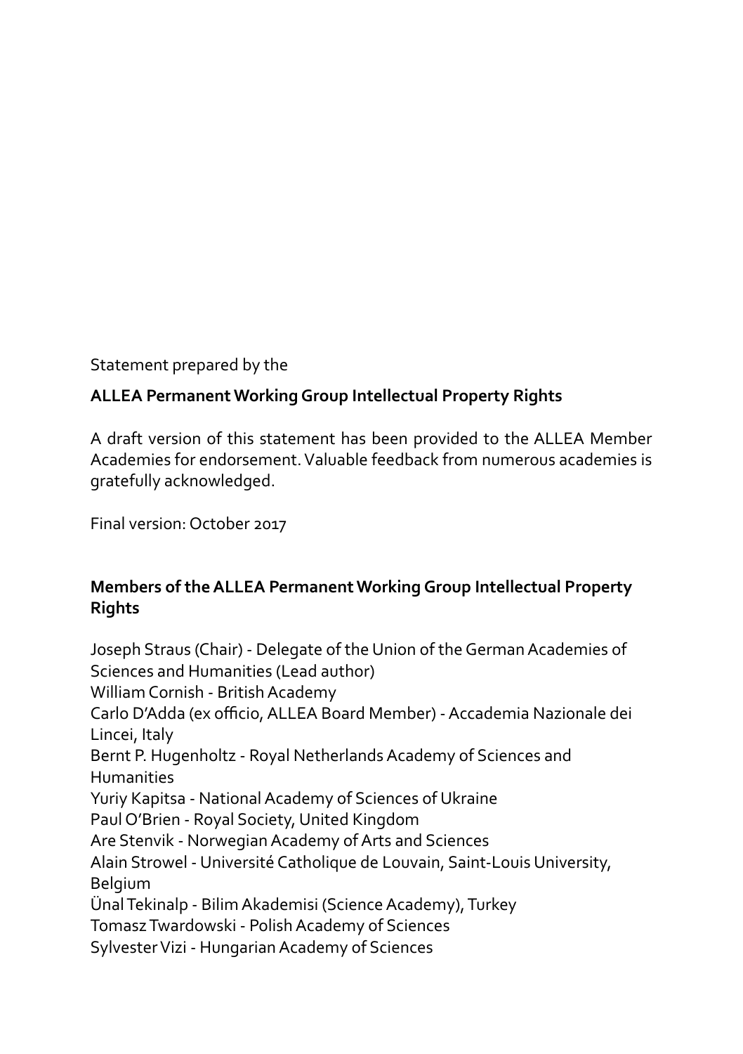Statement prepared by the

**ALLEA Permanent Working Group Intellectual Property Rights**

A draft version of this statement has been provided to the ALLEA Member Academies for endorsement. Valuable feedback from numerous academies is gratefully acknowledged.

Final version: October 2017

**Members of the ALLEA Permanent Working Group Intellectual Property Rights**

Joseph Straus (Chair) - Delegate of the Union of the German Academies of Sciences and Humanities (Lead author)
William Cornish - British Academy
Carlo D'Adda (ex officio, ALLEA Board Member) - Accademia Nazionale dei Lincei, Italy
Bernt P. Hugenholtz - Royal Netherlands Academy of Sciences and Humanities
Yuriy Kapitsa - National Academy of Sciences of Ukraine
Paul O'Brien - Royal Society, United Kingdom
Are Stenvik - Norwegian Academy of Arts and Sciences
Alain Strowel - Université Catholique de Louvain, Saint-Louis University, Belgium
Ünal Tekinalp - Bilim Akademisi (Science Academy), Turkey
Tomasz Twardowski - Polish Academy of Sciences
Sylvester Vizi - Hungarian Academy of Sciences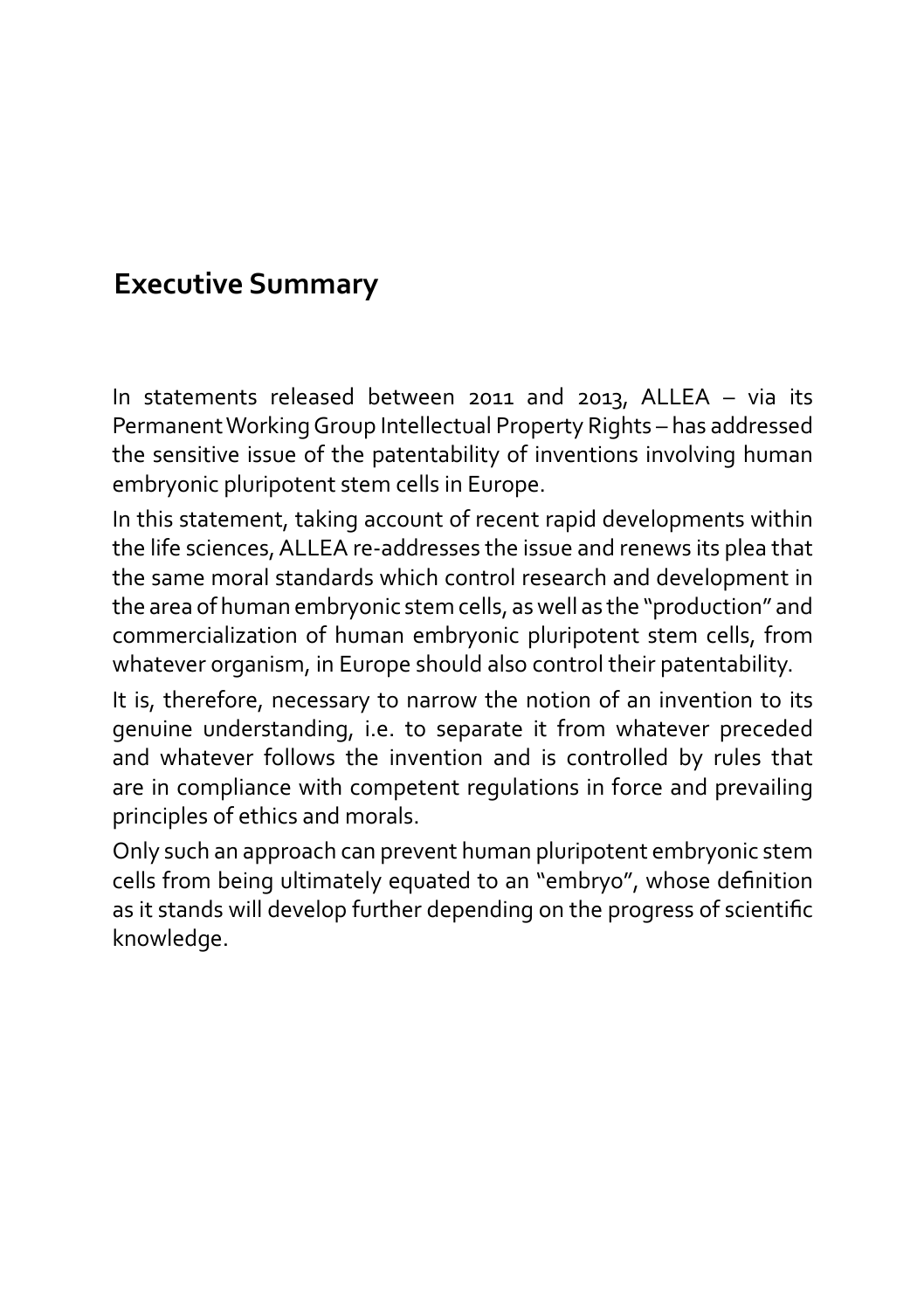## Executive Summary

In statements released between 2011 and 2013, ALLEA – via its Permanent Working Group Intellectual Property Rights – has addressed the sensitive issue of the patentability of inventions involving human embryonic pluripotent stem cells in Europe.

In this statement, taking account of recent rapid developments within the life sciences, ALLEA re-addresses the issue and renews its plea that the same moral standards which control research and development in the area of human embryonic stem cells, as well as the "production" and commercialization of human embryonic pluripotent stem cells, from whatever organism, in Europe should also control their patentability.

It is, therefore, necessary to narrow the notion of an invention to its genuine understanding, i.e. to separate it from whatever preceded and whatever follows the invention and is controlled by rules that are in compliance with competent regulations in force and prevailing principles of ethics and morals.

Only such an approach can prevent human pluripotent embryonic stem cells from being ultimately equated to an "embryo", whose definition as it stands will develop further depending on the progress of scientific knowledge.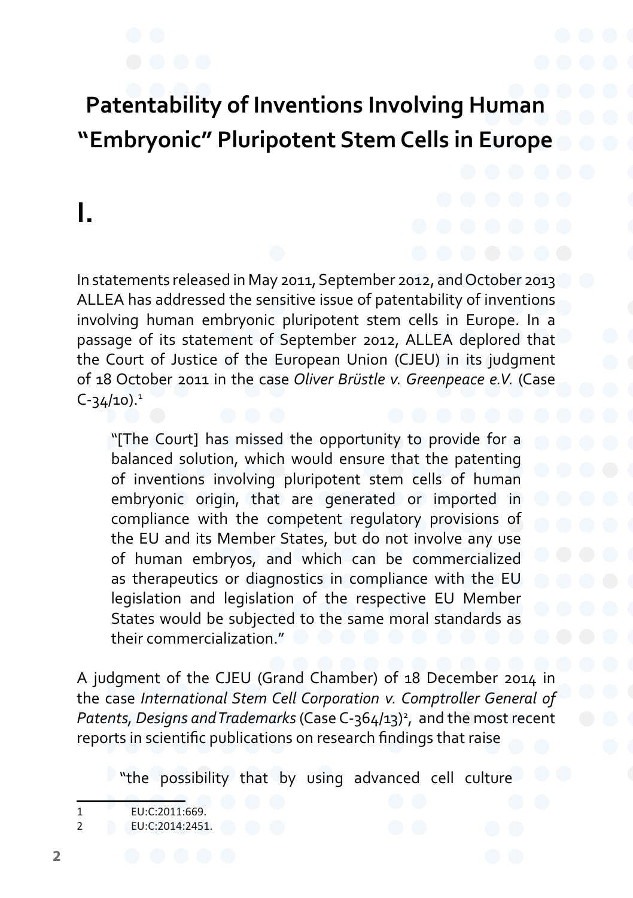# Patentability of Inventions Involving Human "Embryonic" Pluripotent Stem Cells in Europe

## I.

In statements released in May 2011, September 2012, and October 2013 ALLEA has addressed the sensitive issue of patentability of inventions involving human embryonic pluripotent stem cells in Europe. In a passage of its statement of September 2012, ALLEA deplored that the Court of Justice of the European Union (CJEU) in its judgment of 18 October 2011 in the case *Oliver Brüstle v. Greenpeace e.V.* (Case C-34/10).[1]

> "[The Court] has missed the opportunity to provide for a balanced solution, which would ensure that the patenting of inventions involving pluripotent stem cells of human embryonic origin, that are generated or imported in compliance with the competent regulatory provisions of the EU and its Member States, but do not involve any use of human embryos, and which can be commercialized as therapeutics or diagnostics in compliance with the EU legislation and legislation of the respective EU Member States would be subjected to the same moral standards as their commercialization."

A judgment of the CJEU (Grand Chamber) of 18 December 2014 in the case *International Stem Cell Corporation v. Comptroller General of Patents, Designs and Trademarks* (Case C-364/13)[2], and the most recent reports in scientific publications on research findings that raise

> "the possibility that by using advanced cell culture

---

1 EU:C:2011:669.

2 EU:C:2014:2451.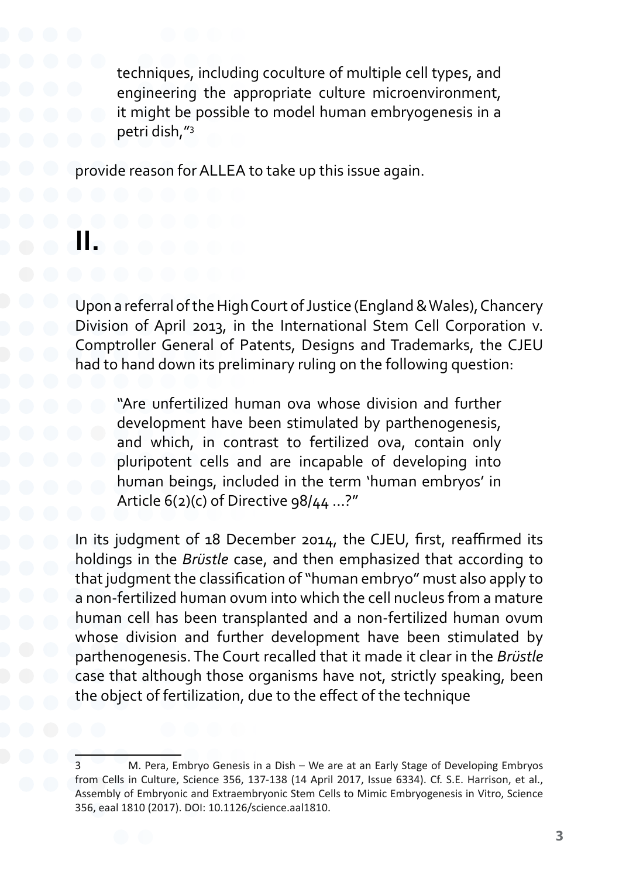> techniques, including coculture of multiple cell types, and engineering the appropriate culture microenvironment, it might be possible to model human embryogenesis in a petri dish,"[3]

provide reason for ALLEA to take up this issue again.

## II.

Upon a referral of the High Court of Justice (England & Wales), Chancery Division of April 2013, in the International Stem Cell Corporation v. Comptroller General of Patents, Designs and Trademarks, the CJEU had to hand down its preliminary ruling on the following question:

> "Are unfertilized human ova whose division and further development have been stimulated by parthenogenesis, and which, in contrast to fertilized ova, contain only pluripotent cells and are incapable of developing into human beings, included in the term 'human embryos' in Article 6(2)(c) of Directive 98/44 ...?"

In its judgment of 18 December 2014, the CJEU, first, reaffirmed its holdings in the *Brüstle* case, and then emphasized that according to that judgment the classification of "human embryo" must also apply to a non-fertilized human ovum into which the cell nucleus from a mature human cell has been transplanted and a non-fertilized human ovum whose division and further development have been stimulated by parthenogenesis. The Court recalled that it made it clear in the *Brüstle* case that although those organisms have not, strictly speaking, been the object of fertilization, due to the effect of the technique

---

3 M. Pera, Embryo Genesis in a Dish – We are at an Early Stage of Developing Embryos from Cells in Culture, Science 356, 137-138 (14 April 2017, Issue 6334). Cf. S.E. Harrison, et al., Assembly of Embryonic and Extraembryonic Stem Cells to Mimic Embryogenesis in Vitro, Science 356, eaal 1810 (2017). DOI: 10.1126/science.aal1810.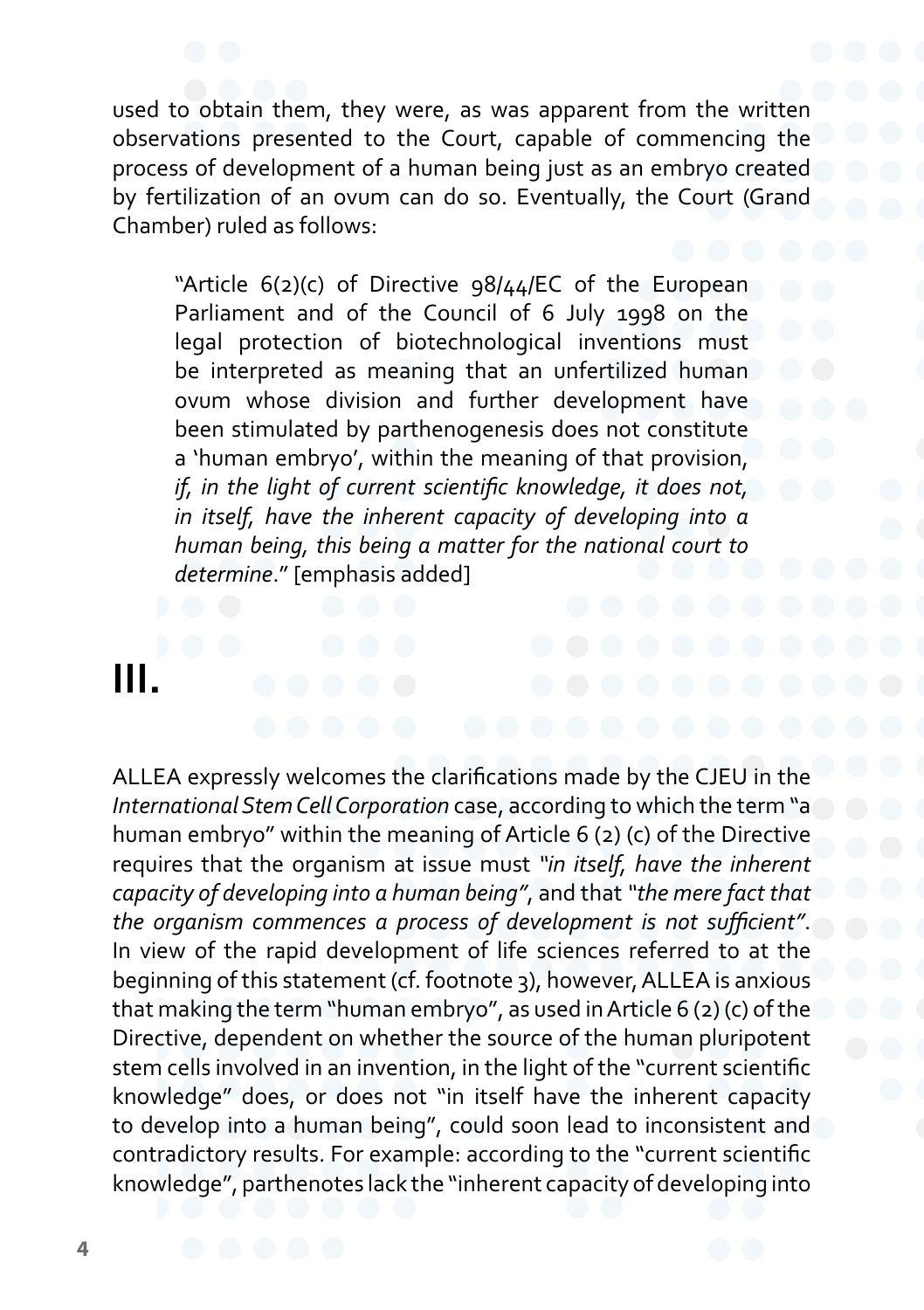used to obtain them, they were, as was apparent from the written observations presented to the Court, capable of commencing the process of development of a human being just as an embryo created by fertilization of an ovum can do so. Eventually, the Court (Grand Chamber) ruled as follows:

> "Article 6(2)(c) of Directive 98/44/EC of the European Parliament and of the Council of 6 July 1998 on the legal protection of biotechnological inventions must be interpreted as meaning that an unfertilized human ovum whose division and further development have been stimulated by parthenogenesis does not constitute a 'human embryo', within the meaning of that provision, *if, in the light of current scientific knowledge, it does not, in itself, have the inherent capacity of developing into a human being, this being a matter for the national court to determine*." [emphasis added]

# III.

ALLEA expressly welcomes the clarifications made by the CJEU in the *International Stem Cell Corporation* case, according to which the term "a human embryo" within the meaning of Article 6 (2) (c) of the Directive requires that the organism at issue must *"in itself, have the inherent capacity of developing into a human being"*, and that *"the mere fact that the organism commences a process of development is not sufficient"*. In view of the rapid development of life sciences referred to at the beginning of this statement (cf. footnote 3), however, ALLEA is anxious that making the term "human embryo", as used in Article 6 (2) (c) of the Directive, dependent on whether the source of the human pluripotent stem cells involved in an invention, in the light of the "current scientific knowledge" does, or does not "in itself have the inherent capacity to develop into a human being", could soon lead to inconsistent and contradictory results. For example: according to the "current scientific knowledge", parthenotes lack the "inherent capacity of developing into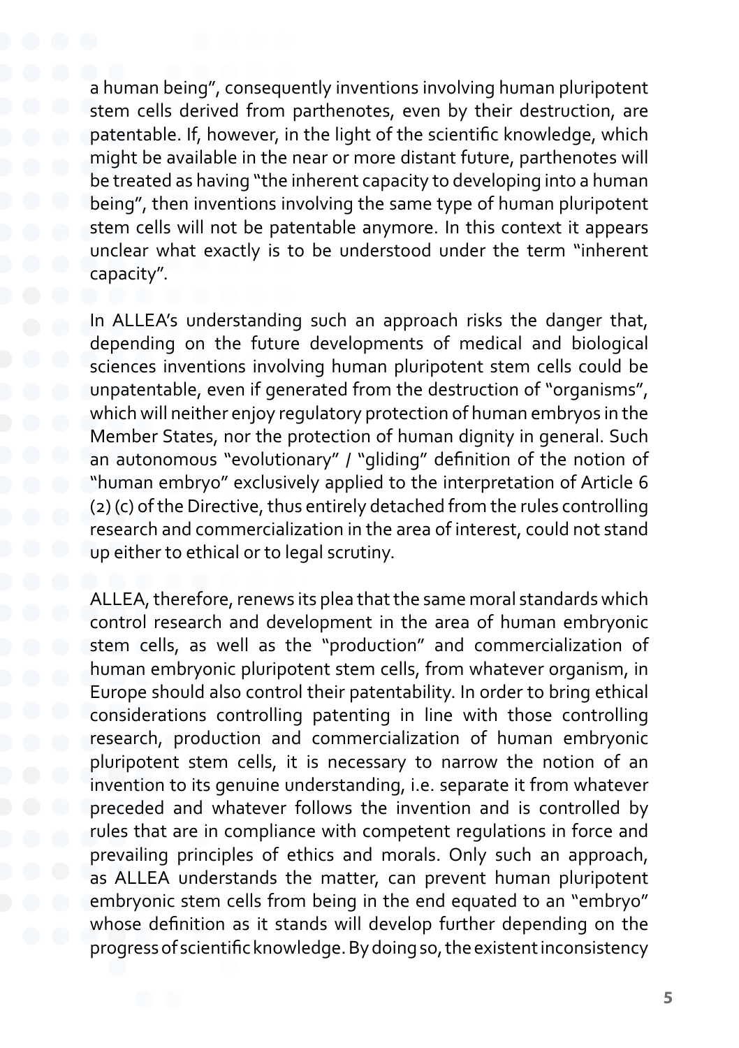a human being", consequently inventions involving human pluripotent stem cells derived from parthenotes, even by their destruction, are patentable. If, however, in the light of the scientific knowledge, which might be available in the near or more distant future, parthenotes will be treated as having "the inherent capacity to developing into a human being", then inventions involving the same type of human pluripotent stem cells will not be patentable anymore. In this context it appears unclear what exactly is to be understood under the term "inherent capacity".

In ALLEA's understanding such an approach risks the danger that, depending on the future developments of medical and biological sciences inventions involving human pluripotent stem cells could be unpatentable, even if generated from the destruction of "organisms", which will neither enjoy regulatory protection of human embryos in the Member States, nor the protection of human dignity in general. Such an autonomous "evolutionary" / "gliding" definition of the notion of "human embryo" exclusively applied to the interpretation of Article 6 (2) (c) of the Directive, thus entirely detached from the rules controlling research and commercialization in the area of interest, could not stand up either to ethical or to legal scrutiny.

ALLEA, therefore, renews its plea that the same moral standards which control research and development in the area of human embryonic stem cells, as well as the "production" and commercialization of human embryonic pluripotent stem cells, from whatever organism, in Europe should also control their patentability. In order to bring ethical considerations controlling patenting in line with those controlling research, production and commercialization of human embryonic pluripotent stem cells, it is necessary to narrow the notion of an invention to its genuine understanding, i.e. separate it from whatever preceded and whatever follows the invention and is controlled by rules that are in compliance with competent regulations in force and prevailing principles of ethics and morals. Only such an approach, as ALLEA understands the matter, can prevent human pluripotent embryonic stem cells from being in the end equated to an "embryo" whose definition as it stands will develop further depending on the progress of scientific knowledge. By doing so, the existent inconsistency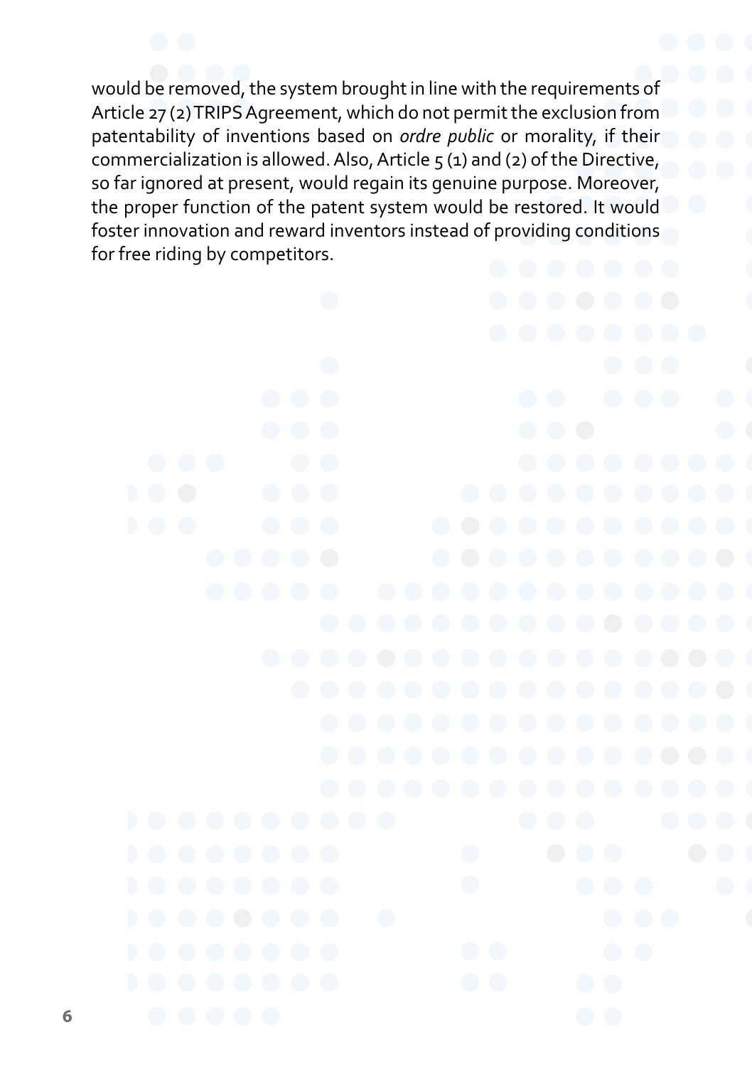would be removed, the system brought in line with the requirements of Article 27 (2) TRIPS Agreement, which do not permit the exclusion from patentability of inventions based on *ordre public* or morality, if their commercialization is allowed. Also, Article 5 (1) and (2) of the Directive, so far ignored at present, would regain its genuine purpose. Moreover, the proper function of the patent system would be restored. It would foster innovation and reward inventors instead of providing conditions for free riding by competitors.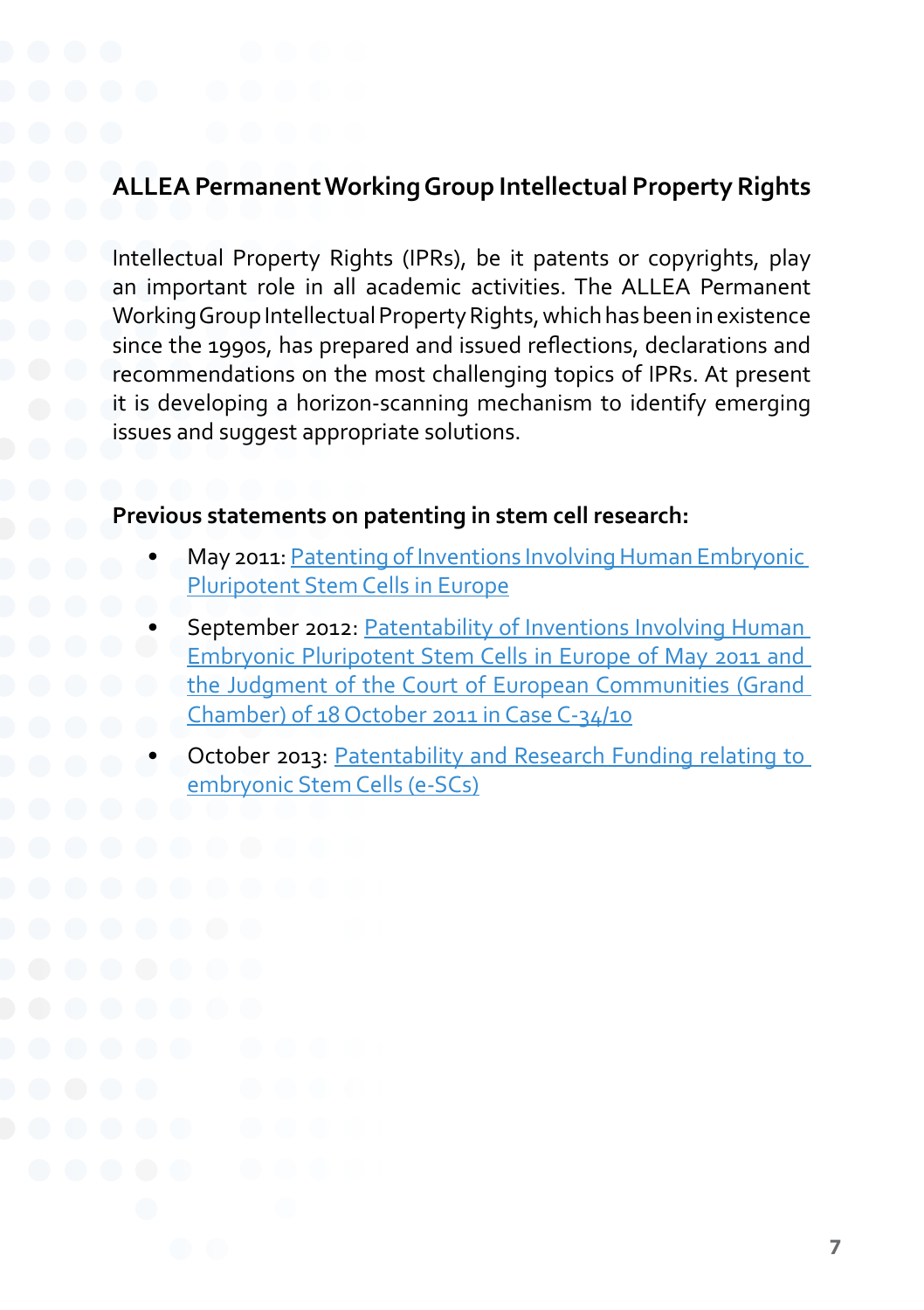## ALLEA Permanent Working Group Intellectual Property Rights

Intellectual Property Rights (IPRs), be it patents or copyrights, play an important role in all academic activities. The ALLEA Permanent Working Group Intellectual Property Rights, which has been in existence since the 1990s, has prepared and issued reflections, declarations and recommendations on the most challenging topics of IPRs. At present it is developing a horizon-scanning mechanism to identify emerging issues and suggest appropriate solutions.

**Previous statements on patenting in stem cell research:**

- May 2011: Patenting of Inventions Involving Human Embryonic Pluripotent Stem Cells in Europe
- September 2012: Patentability of Inventions Involving Human Embryonic Pluripotent Stem Cells in Europe of May 2011 and the Judgment of the Court of European Communities (Grand Chamber) of 18 October 2011 in Case C-34/10
- October 2013: Patentability and Research Funding relating to embryonic Stem Cells (e-SCs)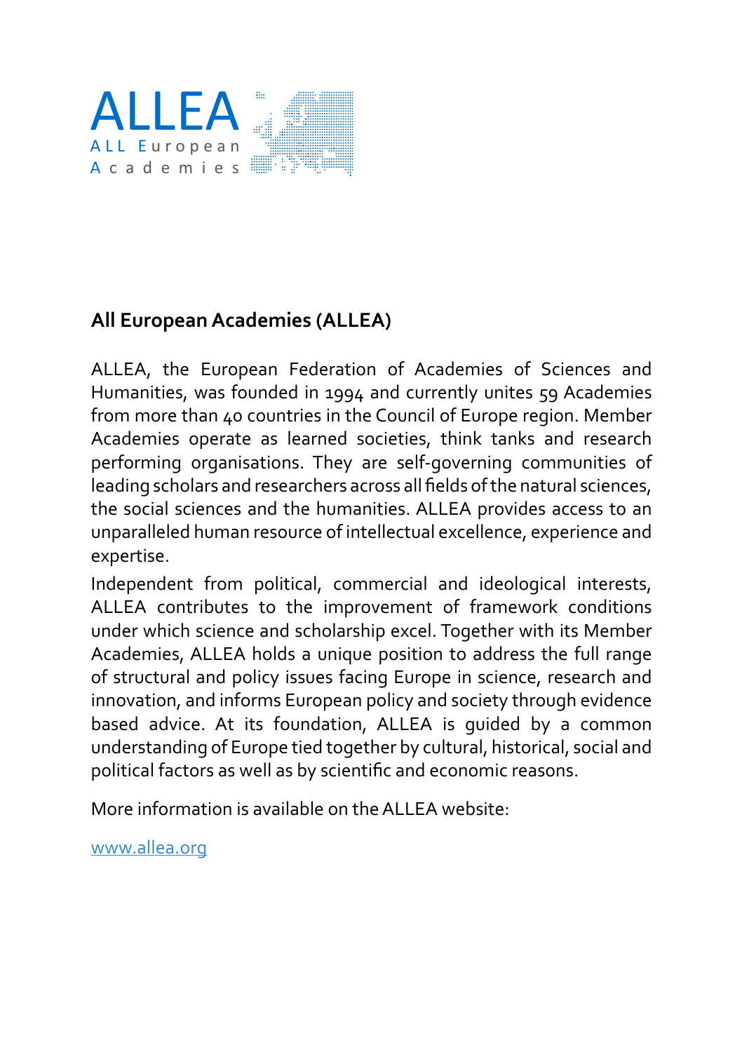ALLEA

ALL European Academies

## All European Academies (ALLEA)

ALLEA, the European Federation of Academies of Sciences and Humanities, was founded in 1994 and currently unites 59 Academies from more than 40 countries in the Council of Europe region. Member Academies operate as learned societies, think tanks and research performing organisations. They are self-governing communities of leading scholars and researchers across all fields of the natural sciences, the social sciences and the humanities. ALLEA provides access to an unparalleled human resource of intellectual excellence, experience and expertise.

Independent from political, commercial and ideological interests, ALLEA contributes to the improvement of framework conditions under which science and scholarship excel. Together with its Member Academies, ALLEA holds a unique position to address the full range of structural and policy issues facing Europe in science, research and innovation, and informs European policy and society through evidence based advice. At its foundation, ALLEA is guided by a common understanding of Europe tied together by cultural, historical, social and political factors as well as by scientific and economic reasons.

More information is available on the ALLEA website:

www.allea.org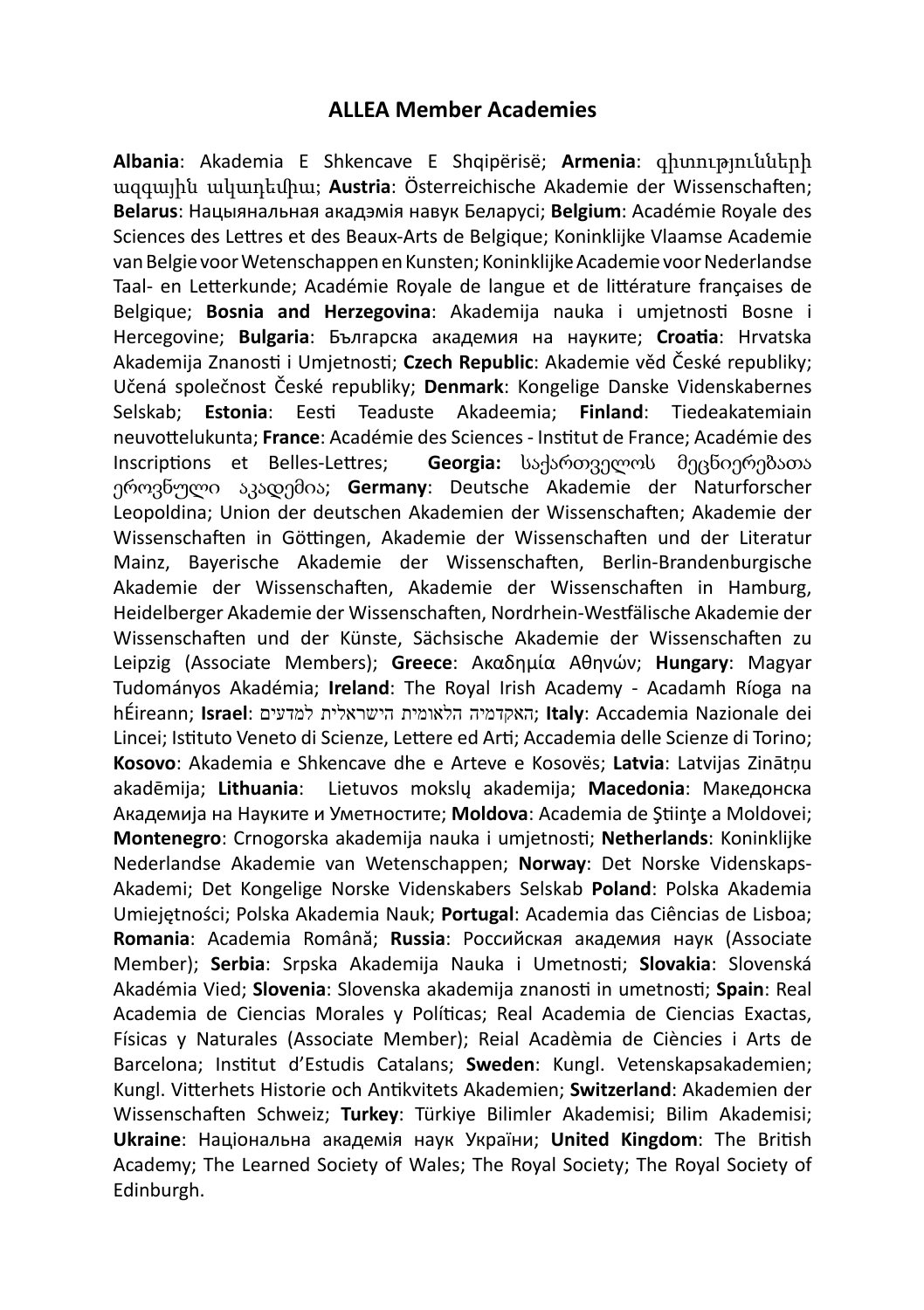# ALLEA Member Academies

**Albania**: Akademia E Shkencave E Shqipërisë; **Armenia**: գիտությունների ազգային ակադեմիա; **Austria**: Österreichische Akademie der Wissenschaften; **Belarus**: Нацыянальная акадэмія навук Беларусі; **Belgium**: Académie Royale des Sciences des Lettres et des Beaux-Arts de Belgique; Koninklijke Vlaamse Academie van Belgie voor Wetenschappen en Kunsten; Koninklijke Academie voor Nederlandse Taal- en Letterkunde; Académie Royale de langue et de littérature françaises de Belgique; **Bosnia and Herzegovina**: Akademija nauka i umjetnosti Bosne i Hercegovine; **Bulgaria**: Българска академия на науките; **Croatia**: Hrvatska Akademija Znanosti i Umjetnosti; **Czech Republic**: Akademie věd České republiky; Učená společnost České republiky; **Denmark**: Kongelige Danske Videnskabernes Selskab; **Estonia**: Eesti Teaduste Akadeemia; **Finland**: Tiedeakatemiain neuvottelukunta; **France**: Académie des Sciences - Institut de France; Académie des Inscriptions et Belles-Lettres; **Georgia:** საქართველოს მეცნიერებათა ეროვნული აკადემია; **Germany**: Deutsche Akademie der Naturforscher Leopoldina; Union der deutschen Akademien der Wissenschaften; Akademie der Wissenschaften in Göttingen, Akademie der Wissenschaften und der Literatur Mainz, Bayerische Akademie der Wissenschaften, Berlin-Brandenburgische Akademie der Wissenschaften, Akademie der Wissenschaften in Hamburg, Heidelberger Akademie der Wissenschaften, Nordrhein-Westfälische Akademie der Wissenschaften und der Künste, Sächsische Akademie der Wissenschaften zu Leipzig (Associate Members); **Greece**: Ακαδημία Αθηνών; **Hungary**: Magyar Tudományos Akadémia; **Ireland**: The Royal Irish Academy - Acadamh Ríoga na hÉireann; **Israel**: האקדמיה הלאומית הישראלית למדעים; **Italy**: Accademia Nazionale dei Lincei; Istituto Veneto di Scienze, Lettere ed Arti; Accademia delle Scienze di Torino; **Kosovo**: Akademia e Shkencave dhe e Arteve e Kosovës; **Latvia**: Latvijas Zinātņu akadēmija; **Lithuania**: Lietuvos mokslų akademija; **Macedonia**: Македонска Академија на Науките и Уметностите; **Moldova**: Academia de Ştiinţe a Moldovei; **Montenegro**: Crnogorska akademija nauka i umjetnosti; **Netherlands**: Koninklijke Nederlandse Akademie van Wetenschappen; **Norway**: Det Norske Videnskaps-Akademi; Det Kongelige Norske Videnskabers Selskab **Poland**: Polska Akademia Umiejętności; Polska Akademia Nauk; **Portugal**: Academia das Ciências de Lisboa; **Romania**: Academia Română; **Russia**: Российская академия наук (Associate Member); **Serbia**: Srpska Akademija Nauka i Umetnosti; **Slovakia**: Slovenská Akadémia Vied; **Slovenia**: Slovenska akademija znanosti in umetnosti; **Spain**: Real Academia de Ciencias Morales y Políticas; Real Academia de Ciencias Exactas, Físicas y Naturales (Associate Member); Reial Acadèmia de Ciències i Arts de Barcelona; Institut d'Estudis Catalans; **Sweden**: Kungl. Vetenskapsakademien; Kungl. Vitterhets Historie och Antikvitets Akademien; **Switzerland**: Akademien der Wissenschaften Schweiz; **Turkey**: Türkiye Bilimler Akademisi; Bilim Akademisi; **Ukraine**: Національна академія наук України; **United Kingdom**: The British Academy; The Learned Society of Wales; The Royal Society; The Royal Society of Edinburgh.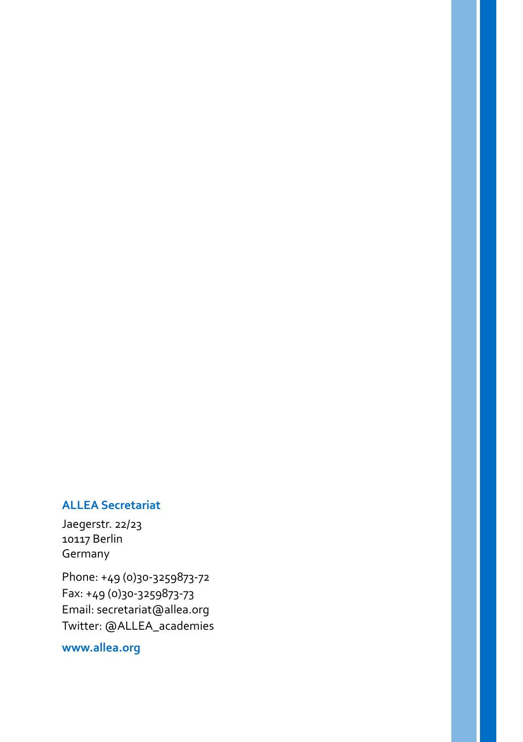**ALLEA Secretariat**

Jaegerstr. 22/23
10117 Berlin
Germany

Phone: +49 (0)30-3259873-72
Fax: +49 (0)30-3259873-73
Email: secretariat@allea.org
Twitter: @ALLEA_academies

**www.allea.org**